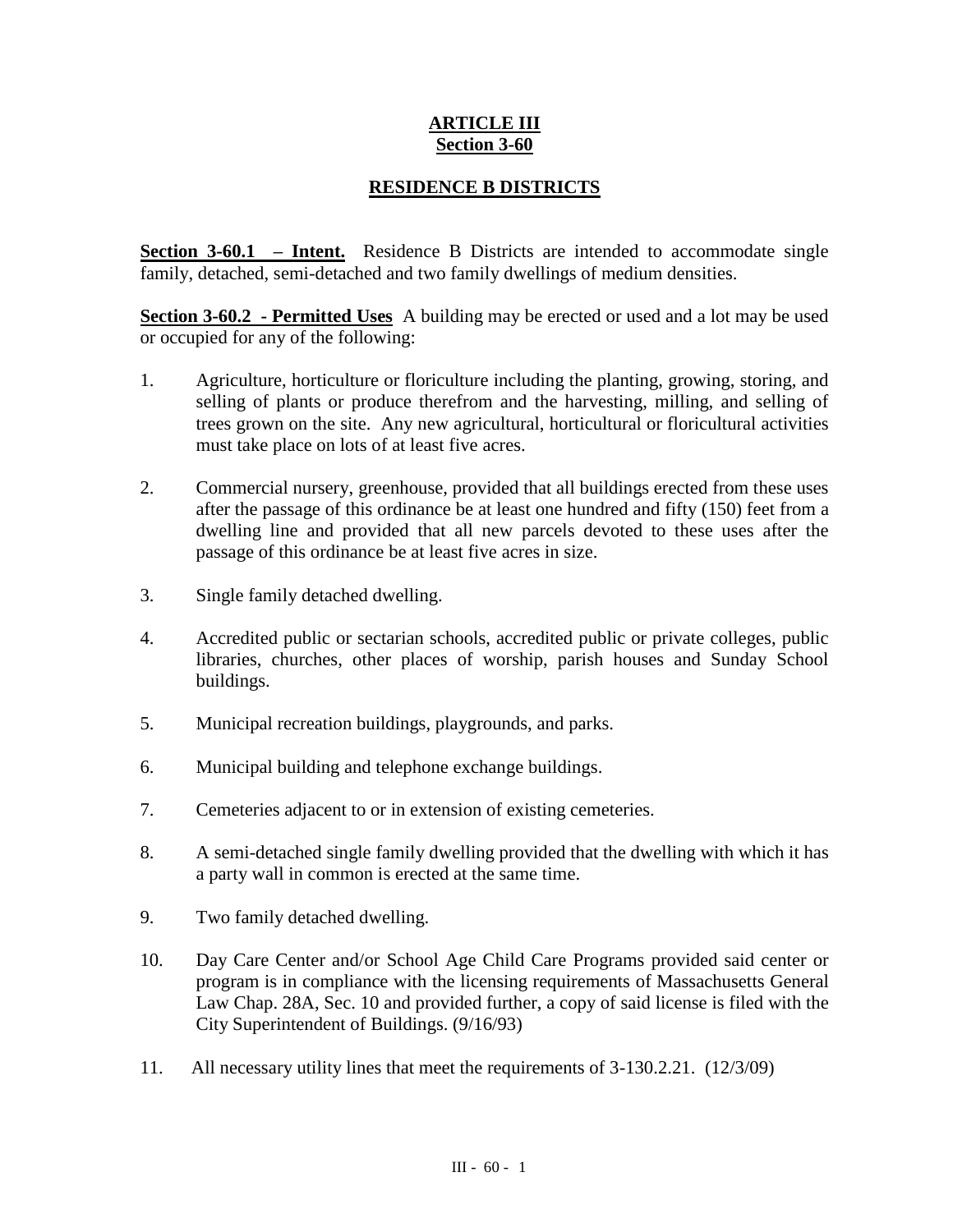# ARTICLE III
# Section 3-60

## RESIDENCE B DISTRICTS

**Section 3-60.1 – Intent.** Residence B Districts are intended to accommodate single family, detached, semi-detached and two family dwellings of medium densities.

**Section 3-60.2 - Permitted Uses** A building may be erected or used and a lot may be used or occupied for any of the following:

1. Agriculture, horticulture or floriculture including the planting, growing, storing, and selling of plants or produce therefrom and the harvesting, milling, and selling of trees grown on the site. Any new agricultural, horticultural or floricultural activities must take place on lots of at least five acres.

2. Commercial nursery, greenhouse, provided that all buildings erected from these uses after the passage of this ordinance be at least one hundred and fifty (150) feet from a dwelling line and provided that all new parcels devoted to these uses after the passage of this ordinance be at least five acres in size.

3. Single family detached dwelling.

4. Accredited public or sectarian schools, accredited public or private colleges, public libraries, churches, other places of worship, parish houses and Sunday School buildings.

5. Municipal recreation buildings, playgrounds, and parks.

6. Municipal building and telephone exchange buildings.

7. Cemeteries adjacent to or in extension of existing cemeteries.

8. A semi-detached single family dwelling provided that the dwelling with which it has a party wall in common is erected at the same time.

9. Two family detached dwelling.

10. Day Care Center and/or School Age Child Care Programs provided said center or program is in compliance with the licensing requirements of Massachusetts General Law Chap. 28A, Sec. 10 and provided further, a copy of said license is filed with the City Superintendent of Buildings. (9/16/93)

11. All necessary utility lines that meet the requirements of 3-130.2.21. (12/3/09)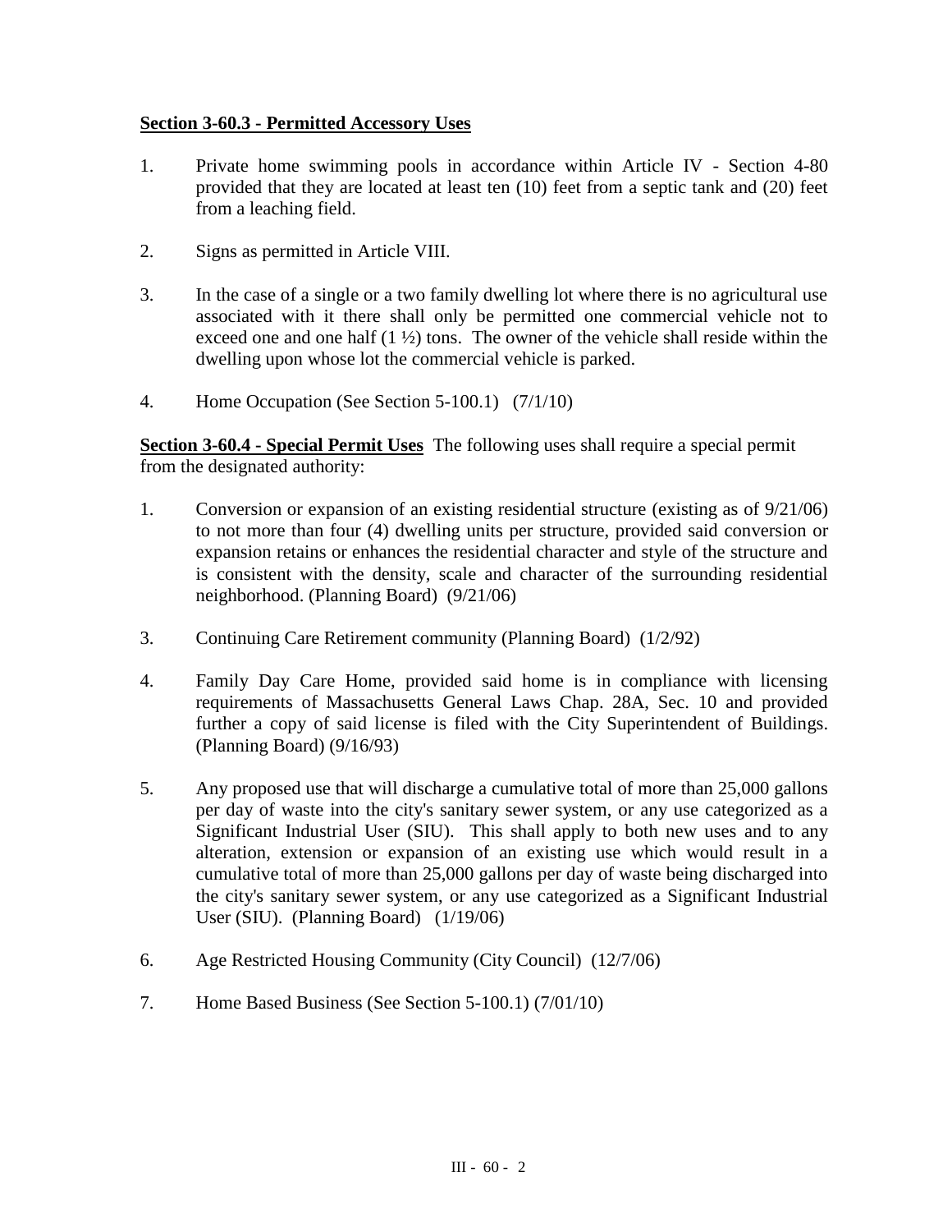**Section 3-60.3 - Permitted Accessory Uses**

1. Private home swimming pools in accordance within Article IV - Section 4-80 provided that they are located at least ten (10) feet from a septic tank and (20) feet from a leaching field.

2. Signs as permitted in Article VIII.

3. In the case of a single or a two family dwelling lot where there is no agricultural use associated with it there shall only be permitted one commercial vehicle not to exceed one and one half (1 ½) tons. The owner of the vehicle shall reside within the dwelling upon whose lot the commercial vehicle is parked.

4. Home Occupation (See Section 5-100.1) (7/1/10)

**Section 3-60.4 - Special Permit Uses** The following uses shall require a special permit from the designated authority:

1. Conversion or expansion of an existing residential structure (existing as of 9/21/06) to not more than four (4) dwelling units per structure, provided said conversion or expansion retains or enhances the residential character and style of the structure and is consistent with the density, scale and character of the surrounding residential neighborhood. (Planning Board) (9/21/06)

3. Continuing Care Retirement community (Planning Board) (1/2/92)

4. Family Day Care Home, provided said home is in compliance with licensing requirements of Massachusetts General Laws Chap. 28A, Sec. 10 and provided further a copy of said license is filed with the City Superintendent of Buildings. (Planning Board) (9/16/93)

5. Any proposed use that will discharge a cumulative total of more than 25,000 gallons per day of waste into the city's sanitary sewer system, or any use categorized as a Significant Industrial User (SIU). This shall apply to both new uses and to any alteration, extension or expansion of an existing use which would result in a cumulative total of more than 25,000 gallons per day of waste being discharged into the city's sanitary sewer system, or any use categorized as a Significant Industrial User (SIU). (Planning Board) (1/19/06)

6. Age Restricted Housing Community (City Council) (12/7/06)

7. Home Based Business (See Section 5-100.1) (7/01/10)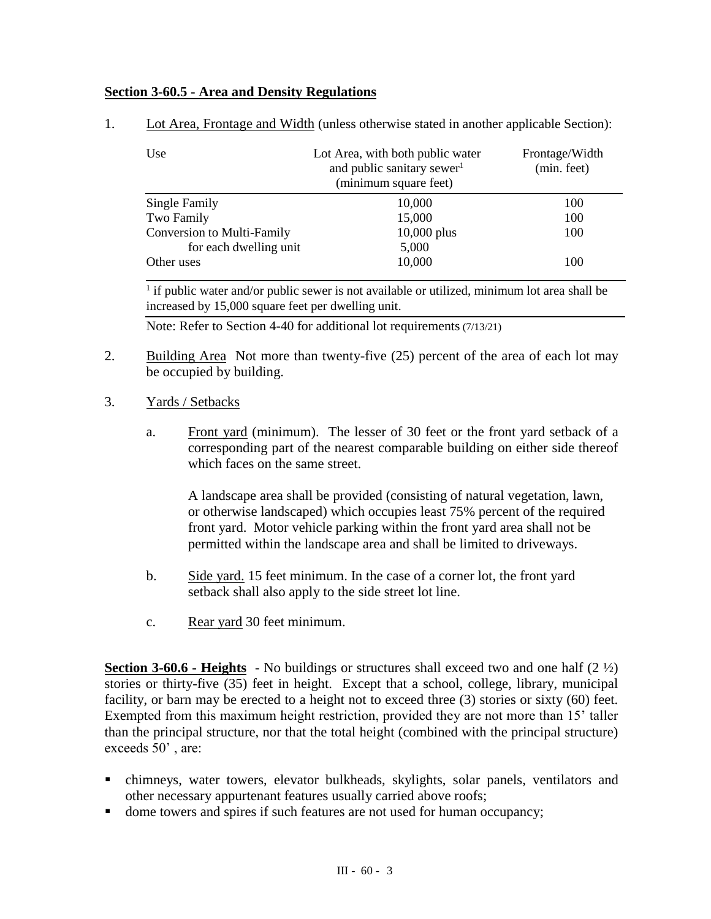## Section 3-60.5 - Area and Density Regulations

1. Lot Area, Frontage and Width (unless otherwise stated in another applicable Section):

| Use | Lot Area, with both public water and public sanitary sewer[1] (minimum square feet) | Frontage/Width (min. feet) |
|---|---|---|
| Single Family | 10,000 | 100 |
| Two Family | 15,000 | 100 |
| Conversion to Multi-Family | 10,000 plus | 100 |
| for each dwelling unit | 5,000 | |
| Other uses | 10,000 | 100 |

[1] if public water and/or public sewer is not available or utilized, minimum lot area shall be increased by 15,000 square feet per dwelling unit.

Note: Refer to Section 4-40 for additional lot requirements (7/13/21)

2. Building Area Not more than twenty-five (25) percent of the area of each lot may be occupied by building.

3. Yards / Setbacks

   a. Front yard (minimum). The lesser of 30 feet or the front yard setback of a corresponding part of the nearest comparable building on either side thereof which faces on the same street.

      A landscape area shall be provided (consisting of natural vegetation, lawn, or otherwise landscaped) which occupies least 75% percent of the required front yard. Motor vehicle parking within the front yard area shall not be permitted within the landscape area and shall be limited to driveways.

   b. Side yard. 15 feet minimum. In the case of a corner lot, the front yard setback shall also apply to the side street lot line.

   c. Rear yard 30 feet minimum.

**Section 3-60.6 - Heights** - No buildings or structures shall exceed two and one half (2 ½) stories or thirty-five (35) feet in height. Except that a school, college, library, municipal facility, or barn may be erected to a height not to exceed three (3) stories or sixty (60) feet. Exempted from this maximum height restriction, provided they are not more than 15' taller than the principal structure, nor that the total height (combined with the principal structure) exceeds 50' , are:

- chimneys, water towers, elevator bulkheads, skylights, solar panels, ventilators and other necessary appurtenant features usually carried above roofs;
- dome towers and spires if such features are not used for human occupancy;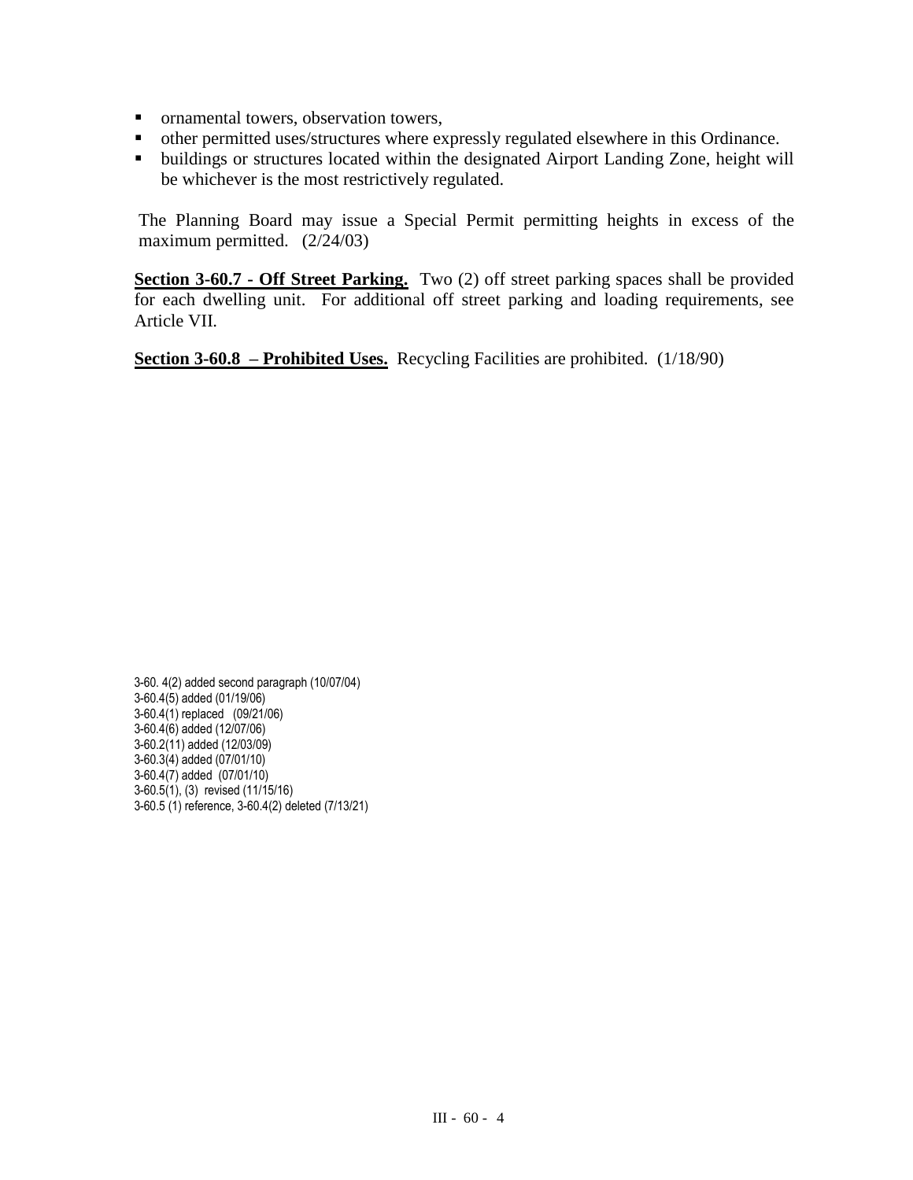- ornamental towers, observation towers,
- other permitted uses/structures where expressly regulated elsewhere in this Ordinance.
- buildings or structures located within the designated Airport Landing Zone, height will be whichever is the most restrictively regulated.

The Planning Board may issue a Special Permit permitting heights in excess of the maximum permitted. (2/24/03)

**Section 3-60.7 - Off Street Parking.** Two (2) off street parking spaces shall be provided for each dwelling unit. For additional off street parking and loading requirements, see Article VII.

**Section 3-60.8 – Prohibited Uses.** Recycling Facilities are prohibited. (1/18/90)

3-60. 4(2) added second paragraph (10/07/04)
3-60.4(5) added (01/19/06)
3-60.4(1) replaced (09/21/06)
3-60.4(6) added (12/07/06)
3-60.2(11) added (12/03/09)
3-60.3(4) added (07/01/10)
3-60.4(7) added (07/01/10)
3-60.5(1), (3) revised (11/15/16)
3-60.5 (1) reference, 3-60.4(2) deleted (7/13/21)